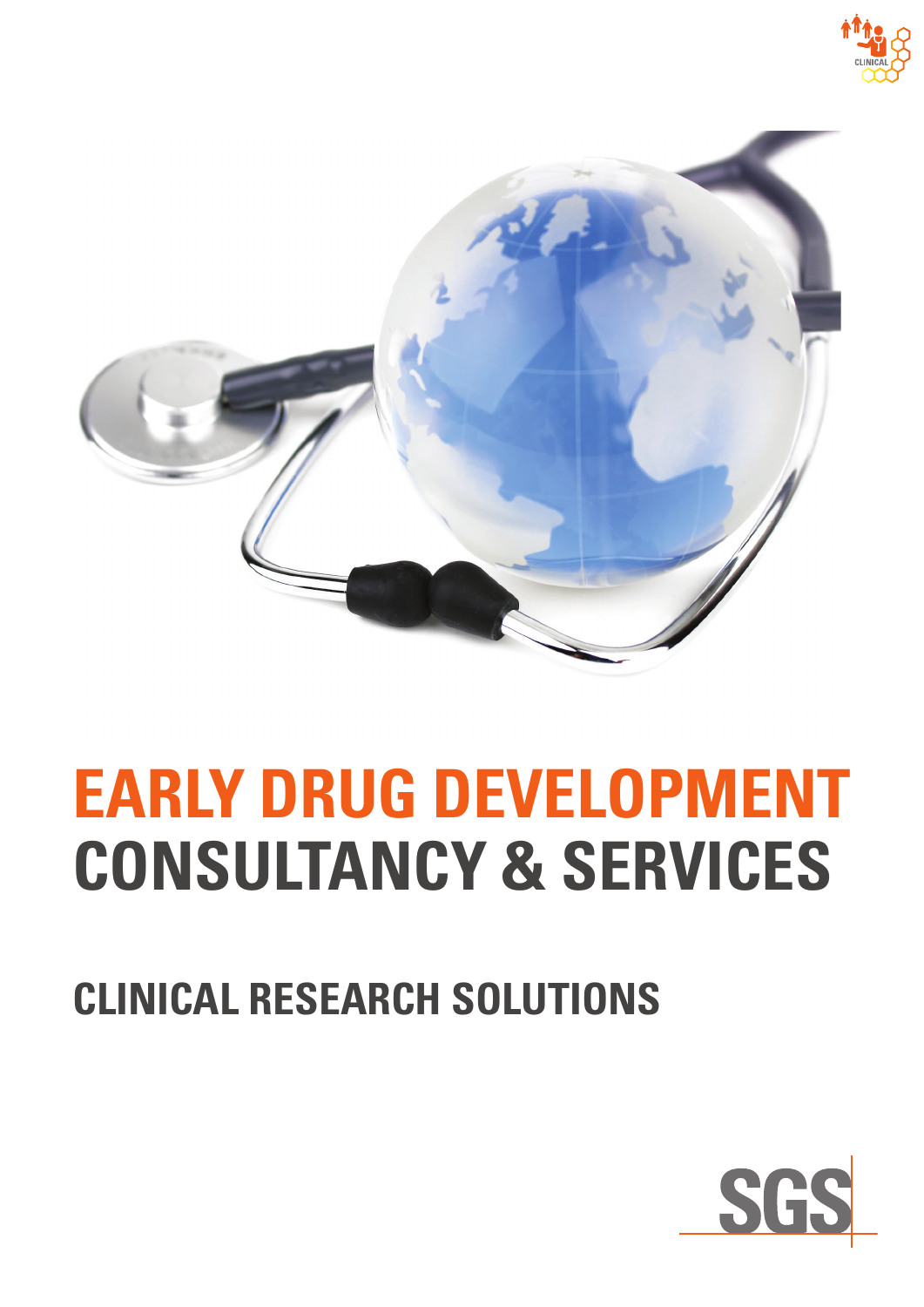# EARLY DRUG DEVELOPMENT CONSULTANCY & SERVICES

## CLINICAL RESEARCH SOLUTIONS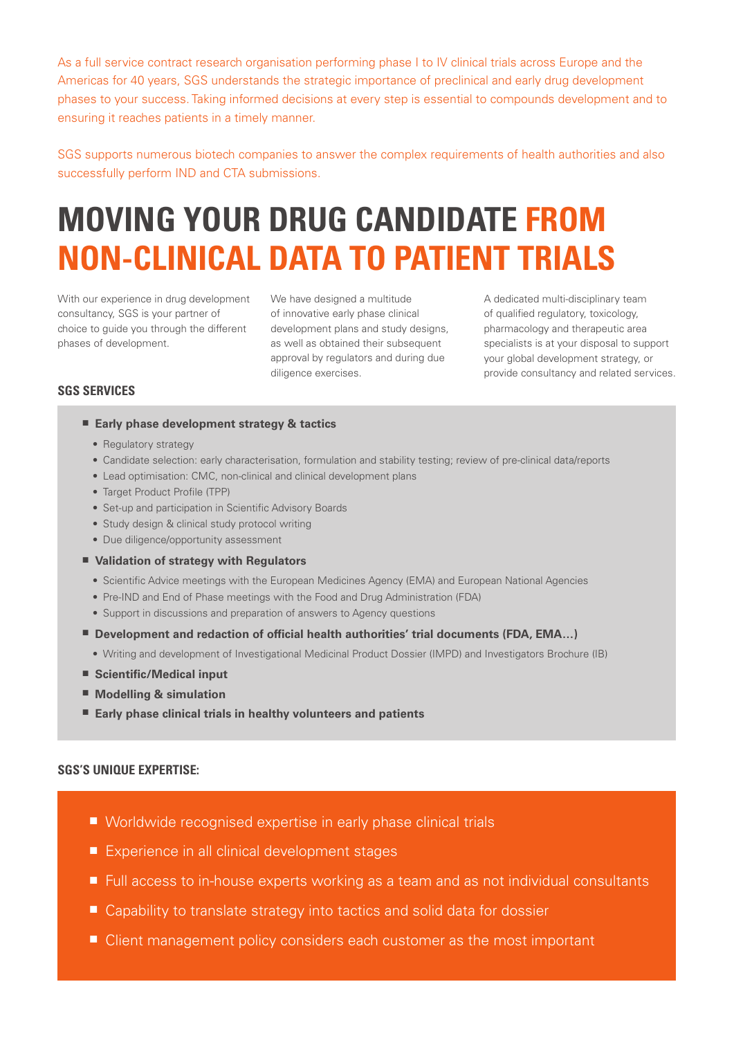As a full service contract research organisation performing phase I to IV clinical trials across Europe and the Americas for 40 years, SGS understands the strategic importance of preclinical and early drug development phases to your success. Taking informed decisions at every step is essential to compounds development and to ensuring it reaches patients in a timely manner.

SGS supports numerous biotech companies to answer the complex requirements of health authorities and also successfully perform IND and CTA submissions.

# MOVING YOUR DRUG CANDIDATE FROM NON-CLINICAL DATA TO PATIENT TRIALS

With our experience in drug development consultancy, SGS is your partner of choice to guide you through the different phases of development.

We have designed a multitude of innovative early phase clinical development plans and study designs, as well as obtained their subsequent approval by regulators and during due diligence exercises.

A dedicated multi-disciplinary team of qualified regulatory, toxicology, pharmacology and therapeutic area specialists is at your disposal to support your global development strategy, or provide consultancy and related services.

## SGS SERVICES

- **Early phase development strategy & tactics**
  - Regulatory strategy
  - Candidate selection: early characterisation, formulation and stability testing; review of pre-clinical data/reports
  - Lead optimisation: CMC, non-clinical and clinical development plans
  - Target Product Profile (TPP)
  - Set-up and participation in Scientific Advisory Boards
  - Study design & clinical study protocol writing
  - Due diligence/opportunity assessment
- **Validation of strategy with Regulators**
  - Scientific Advice meetings with the European Medicines Agency (EMA) and European National Agencies
  - Pre-IND and End of Phase meetings with the Food and Drug Administration (FDA)
  - Support in discussions and preparation of answers to Agency questions
- **Development and redaction of official health authorities' trial documents (FDA, EMA…)**
  - Writing and development of Investigational Medicinal Product Dossier (IMPD) and Investigators Brochure (IB)
- **Scientific/Medical input**
- **Modelling & simulation**
- **Early phase clinical trials in healthy volunteers and patients**

## SGS'S UNIQUE EXPERTISE:

- Worldwide recognised expertise in early phase clinical trials
- Experience in all clinical development stages
- Full access to in-house experts working as a team and as not individual consultants
- Capability to translate strategy into tactics and solid data for dossier
- Client management policy considers each customer as the most important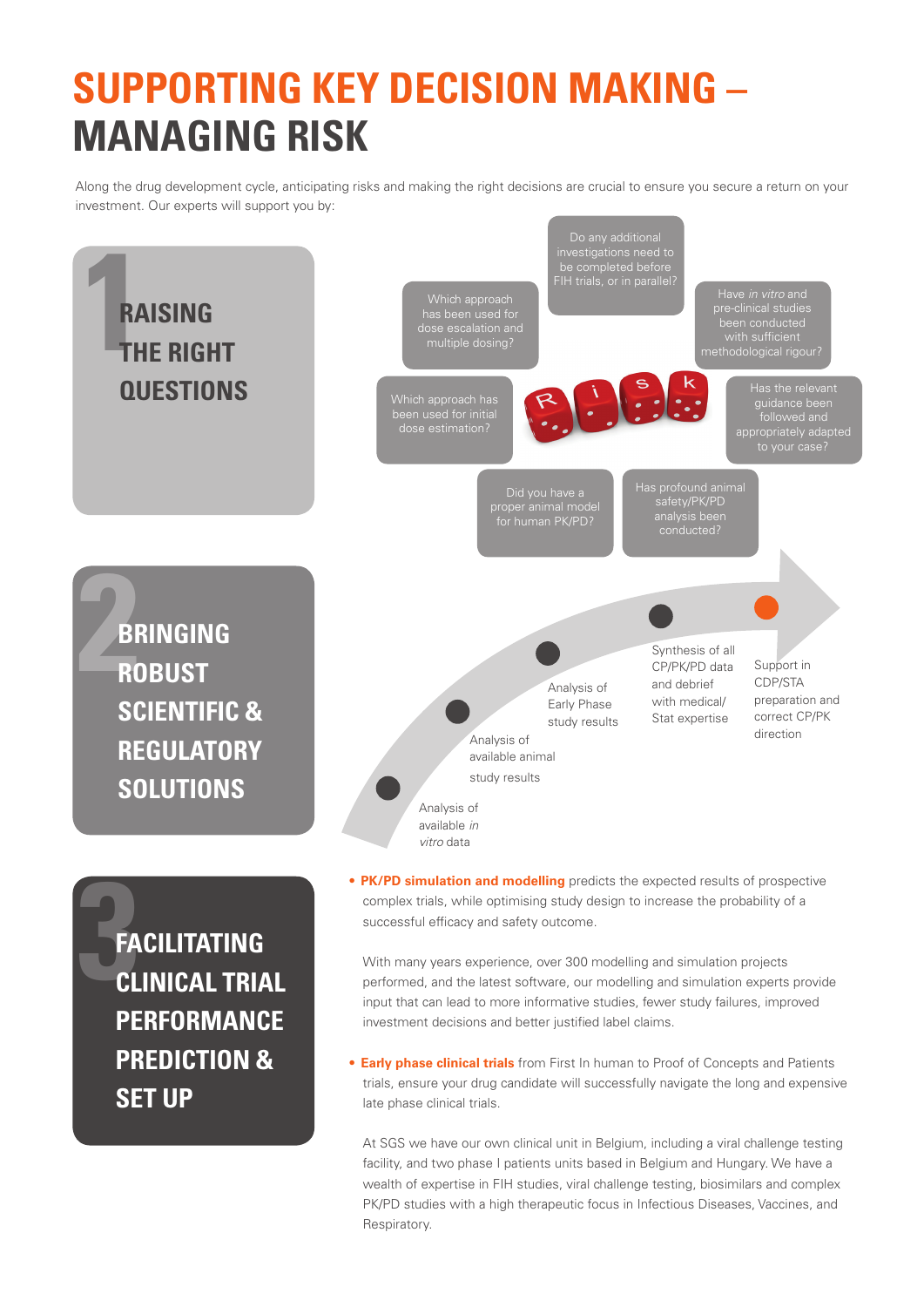# SUPPORTING KEY DECISION MAKING – MANAGING RISK

Along the drug development cycle, anticipating risks and making the right decisions are crucial to ensure you secure a return on your investment. Our experts will support you by:

## 1 RAISING THE RIGHT QUESTIONS

- Do any additional investigations need to be completed before FIH trials, or in parallel?
- Which approach has been used for dose escalation and multiple dosing?
- Have *in vitro* and pre-clinical studies been conducted with sufficient methodological rigour?
- Which approach has been used for initial dose estimation?
- Has the relevant guidance been followed and appropriately adapted to your case?
- Did you have a proper animal model for human PK/PD?
- Has profound animal safety/PK/PD analysis been conducted?

## 2 BRINGING ROBUST SCIENTIFIC & REGULATORY SOLUTIONS

- Analysis of available *in vitro* data
- Analysis of available animal study results
- Analysis of Early Phase study results
- Synthesis of all CP/PK/PD data and debrief with medical/ Stat expertise
- Support in CDP/STA preparation and correct CP/PK direction

## 3 FACILITATING CLINICAL TRIAL PERFORMANCE PREDICTION & SET UP

- **PK/PD simulation and modelling** predicts the expected results of prospective complex trials, while optimising study design to increase the probability of a successful efficacy and safety outcome.

  With many years experience, over 300 modelling and simulation projects performed, and the latest software, our modelling and simulation experts provide input that can lead to more informative studies, fewer study failures, improved investment decisions and better justified label claims.

- **Early phase clinical trials** from First In human to Proof of Concepts and Patients trials, ensure your drug candidate will successfully navigate the long and expensive late phase clinical trials.

  At SGS we have our own clinical unit in Belgium, including a viral challenge testing facility, and two phase I patients units based in Belgium and Hungary. We have a wealth of expertise in FIH studies, viral challenge testing, biosimilars and complex PK/PD studies with a high therapeutic focus in Infectious Diseases, Vaccines, and Respiratory.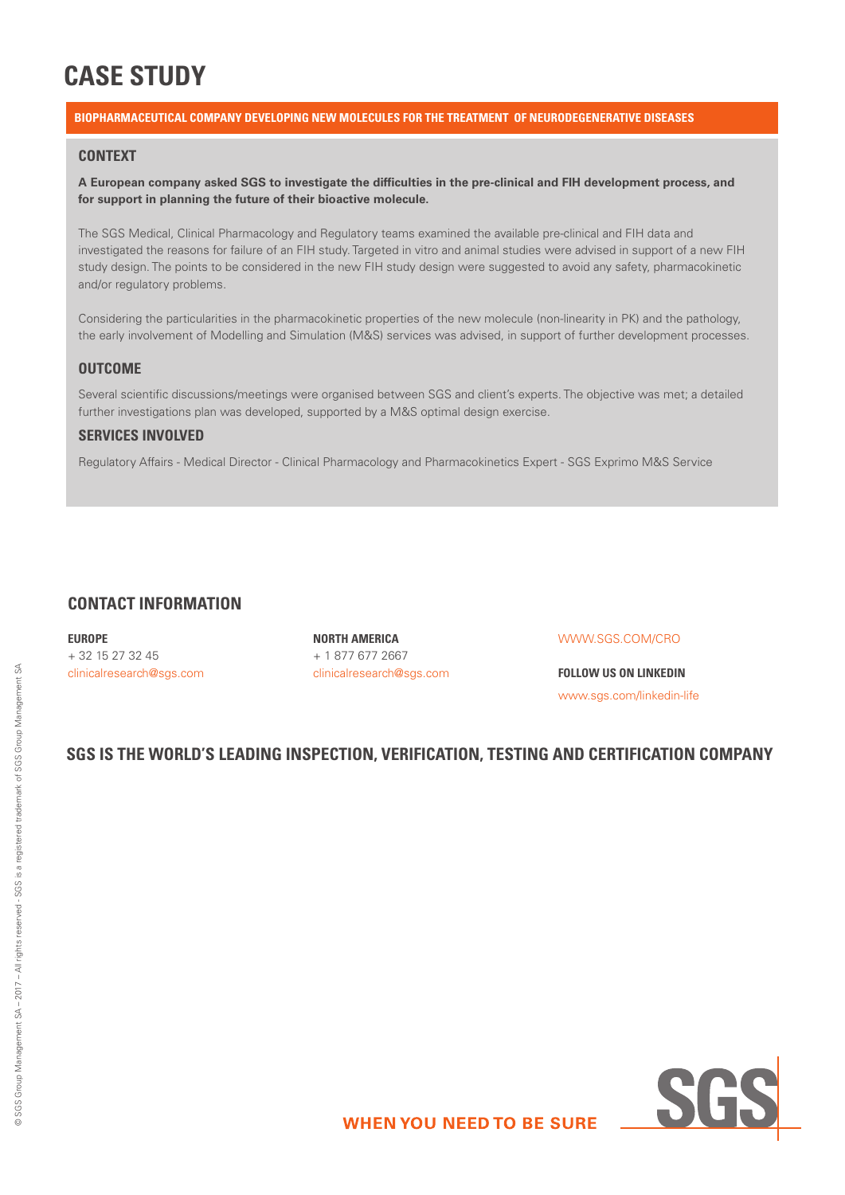# CASE STUDY

**BIOPHARMACEUTICAL COMPANY DEVELOPING NEW MOLECULES FOR THE TREATMENT OF NEURODEGENERATIVE DISEASES**

## CONTEXT

**A European company asked SGS to investigate the difficulties in the pre-clinical and FIH development process, and for support in planning the future of their bioactive molecule.**

The SGS Medical, Clinical Pharmacology and Regulatory teams examined the available pre-clinical and FIH data and investigated the reasons for failure of an FIH study. Targeted in vitro and animal studies were advised in support of a new FIH study design. The points to be considered in the new FIH study design were suggested to avoid any safety, pharmacokinetic and/or regulatory problems.

Considering the particularities in the pharmacokinetic properties of the new molecule (non-linearity in PK) and the pathology, the early involvement of Modelling and Simulation (M&S) services was advised, in support of further development processes.

## OUTCOME

Several scientific discussions/meetings were organised between SGS and client's experts. The objective was met; a detailed further investigations plan was developed, supported by a M&S optimal design exercise.

## SERVICES INVOLVED

Regulatory Affairs - Medical Director - Clinical Pharmacology and Pharmacokinetics Expert - SGS Exprimo M&S Service

## CONTACT INFORMATION

**EUROPE**
+ 32 15 27 32 45
clinicalresearch@sgs.com

**NORTH AMERICA**
+ 1 877 677 2667
clinicalresearch@sgs.com

WWW.SGS.COM/CRO

**FOLLOW US ON LINKEDIN**
www.sgs.com/linkedin-life

**SGS IS THE WORLD'S LEADING INSPECTION, VERIFICATION, TESTING AND CERTIFICATION COMPANY**

© SGS Group Management SA – 2017 – All rights reserved - SGS is a registered trademark of SGS Group Management SA

WHEN YOU NEED TO BE SURE

SGS